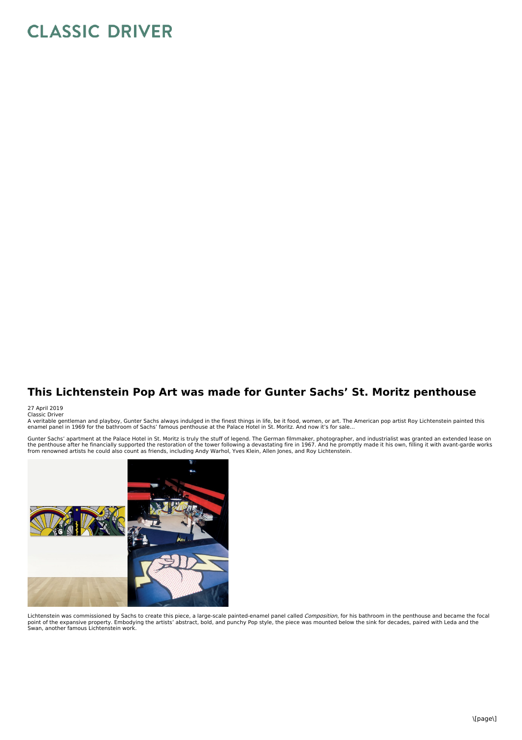# This Lichtenstein Pop Art was made for Gunter Sachs' St. Moritz penthouse

27 April 2019
Classic Driver

A veritable gentleman and playboy, Gunter Sachs always indulged in the finest things in life, be it food, women, or art. The American pop artist Roy Lichtenstein painted this enamel panel in 1969 for the bathroom of Sachs' famous penthouse at the Palace Hotel in St. Moritz. And now it's for sale...

Gunter Sachs' apartment at the Palace Hotel in St. Moritz is truly the stuff of legend. The German filmmaker, photographer, and industrialist was granted an extended lease on the penthouse after he financially supported the restoration of the tower following a devastating fire in 1967. And he promptly made it his own, filling it with avant-garde works from renowned artists he could also count as friends, including Andy Warhol, Yves Klein, Allen Jones, and Roy Lichtenstein.

Lichtenstein was commissioned by Sachs to create this piece, a large-scale painted-enamel panel called *Composition*, for his bathroom in the penthouse and became the focal point of the expansive property. Embodying the artists' abstract, bold, and punchy Pop style, the piece was mounted below the sink for decades, paired with Leda and the Swan, another famous Lichtenstein work.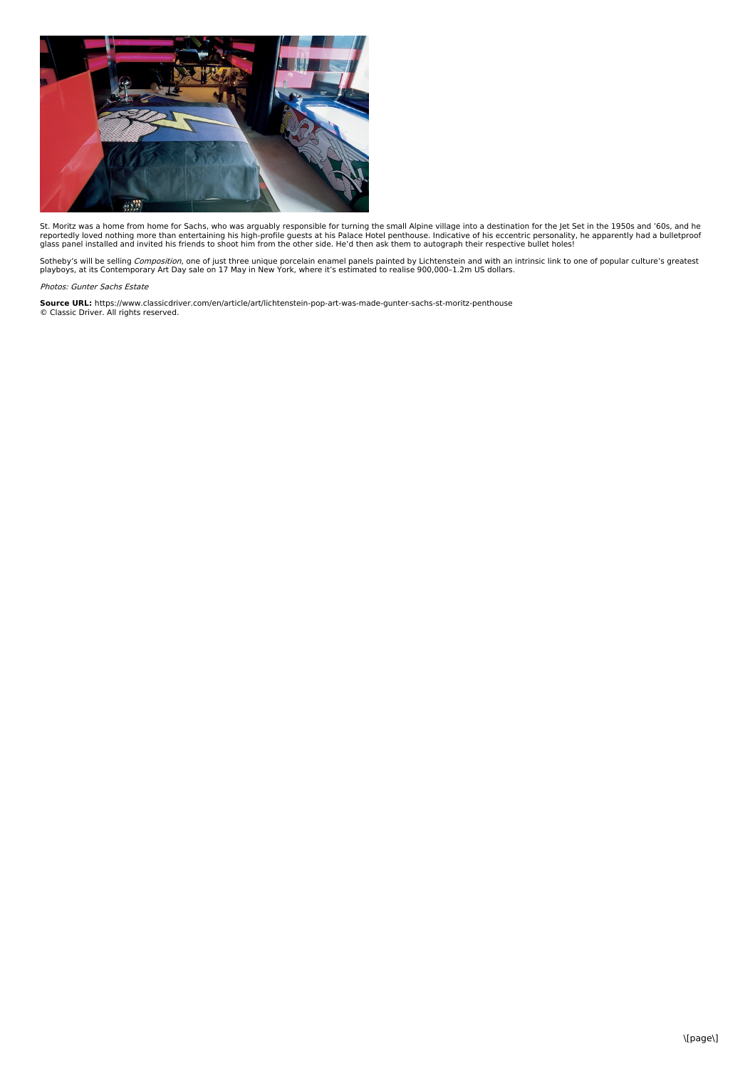St. Moritz was a home from home for Sachs, who was arguably responsible for turning the small Alpine village into a destination for the Jet Set in the 1950s and '60s, and he reportedly loved nothing more than entertaining his high-profile guests at his Palace Hotel penthouse. Indicative of his eccentric personality, he apparently had a bulletproof glass panel installed and invited his friends to shoot him from the other side. He'd then ask them to autograph their respective bullet holes!

Sotheby's will be selling *Composition*, one of just three unique porcelain enamel panels painted by Lichtenstein and with an intrinsic link to one of popular culture's greatest playboys, at its Contemporary Art Day sale on 17 May in New York, where it's estimated to realise 900,000–1.2m US dollars.

*Photos: Gunter Sachs Estate*

**Source URL:** https://www.classicdriver.com/en/article/art/lichtenstein-pop-art-was-made-gunter-sachs-st-moritz-penthouse
© Classic Driver. All rights reserved.